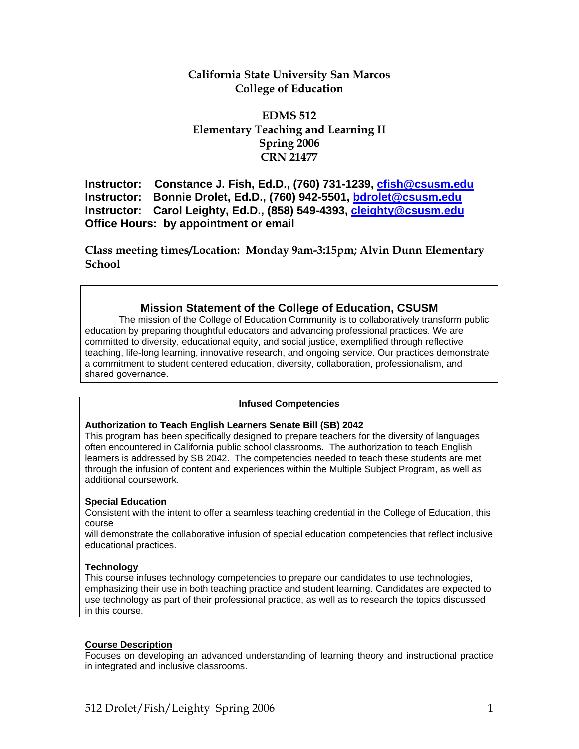# California State University San Marcos
## College of Education

## EDMS 512
## Elementary Teaching and Learning II
## Spring 2006
## CRN 21477

**Instructor: Constance J. Fish, Ed.D., (760) 731-1239, cfish@csusm.edu**
**Instructor: Bonnie Drolet, Ed.D., (760) 942-5501, bdrolet@csusm.edu**
**Instructor: Carol Leighty, Ed.D., (858) 549-4393, cleighty@csusm.edu**
**Office Hours: by appointment or email**

**Class meeting times/Location: Monday 9am-3:15pm; Alvin Dunn Elementary School**

### Mission Statement of the College of Education, CSUSM

The mission of the College of Education Community is to collaboratively transform public education by preparing thoughtful educators and advancing professional practices. We are committed to diversity, educational equity, and social justice, exemplified through reflective teaching, life-long learning, innovative research, and ongoing service. Our practices demonstrate a commitment to student centered education, diversity, collaboration, professionalism, and shared governance.

### Infused Competencies

**Authorization to Teach English Learners Senate Bill (SB) 2042**
This program has been specifically designed to prepare teachers for the diversity of languages often encountered in California public school classrooms. The authorization to teach English learners is addressed by SB 2042. The competencies needed to teach these students are met through the infusion of content and experiences within the Multiple Subject Program, as well as additional coursework.

**Special Education**
Consistent with the intent to offer a seamless teaching credential in the College of Education, this course
will demonstrate the collaborative infusion of special education competencies that reflect inclusive educational practices.

**Technology**
This course infuses technology competencies to prepare our candidates to use technologies, emphasizing their use in both teaching practice and student learning. Candidates are expected to use technology as part of their professional practice, as well as to research the topics discussed in this course.

**Course Description**
Focuses on developing an advanced understanding of learning theory and instructional practice in integrated and inclusive classrooms.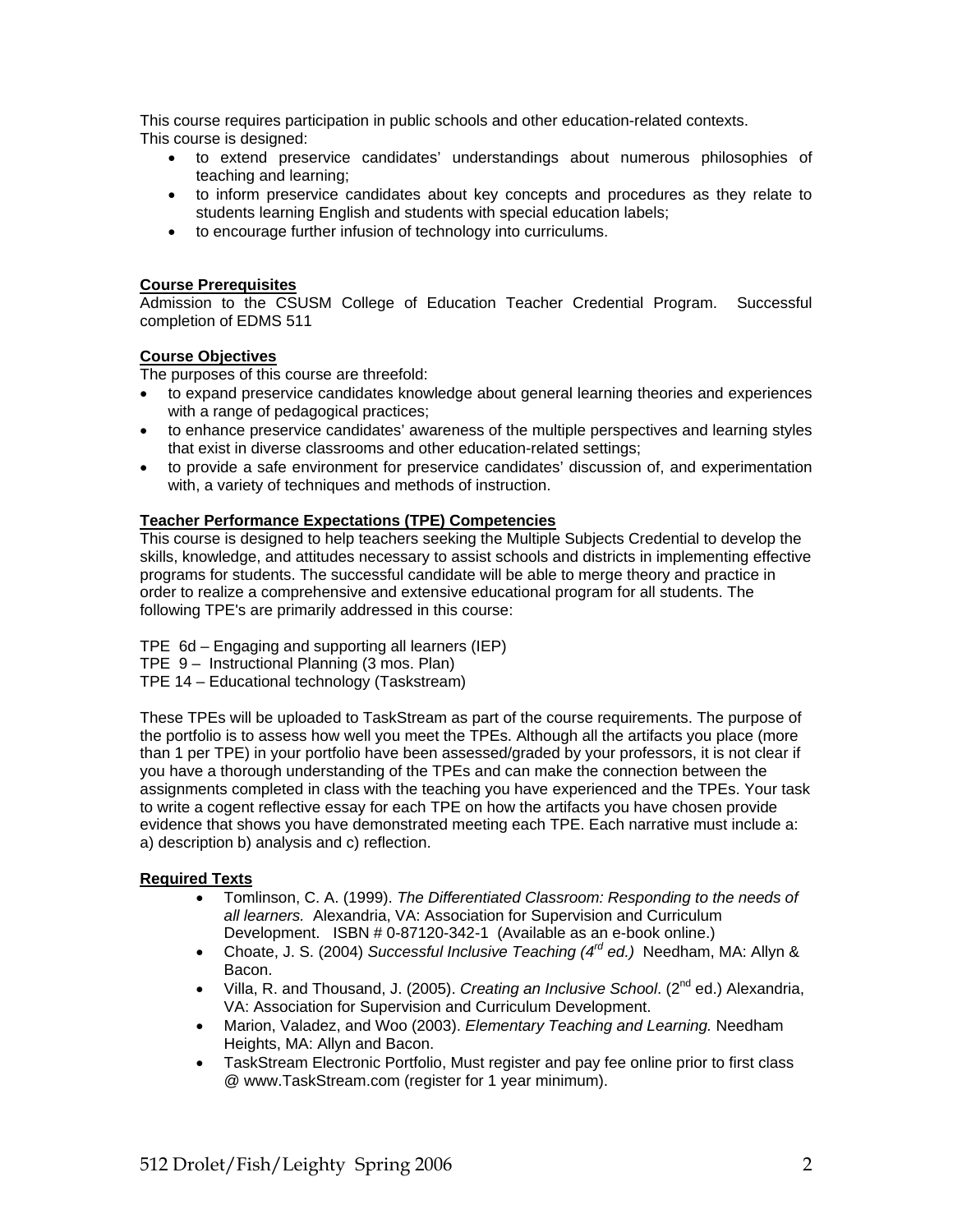This course requires participation in public schools and other education-related contexts. This course is designed:

- to extend preservice candidates' understandings about numerous philosophies of teaching and learning;
- to inform preservice candidates about key concepts and procedures as they relate to students learning English and students with special education labels;
- to encourage further infusion of technology into curriculums.

**Course Prerequisites**

Admission to the CSUSM College of Education Teacher Credential Program. Successful completion of EDMS 511

**Course Objectives**

The purposes of this course are threefold:

- to expand preservice candidates knowledge about general learning theories and experiences with a range of pedagogical practices;
- to enhance preservice candidates' awareness of the multiple perspectives and learning styles that exist in diverse classrooms and other education-related settings;
- to provide a safe environment for preservice candidates' discussion of, and experimentation with, a variety of techniques and methods of instruction.

**Teacher Performance Expectations (TPE) Competencies**

This course is designed to help teachers seeking the Multiple Subjects Credential to develop the skills, knowledge, and attitudes necessary to assist schools and districts in implementing effective programs for students. The successful candidate will be able to merge theory and practice in order to realize a comprehensive and extensive educational program for all students. The following TPE's are primarily addressed in this course:

TPE 6d – Engaging and supporting all learners (IEP)
TPE 9 – Instructional Planning (3 mos. Plan)
TPE 14 – Educational technology (Taskstream)

These TPEs will be uploaded to TaskStream as part of the course requirements. The purpose of the portfolio is to assess how well you meet the TPEs. Although all the artifacts you place (more than 1 per TPE) in your portfolio have been assessed/graded by your professors, it is not clear if you have a thorough understanding of the TPEs and can make the connection between the assignments completed in class with the teaching you have experienced and the TPEs. Your task to write a cogent reflective essay for each TPE on how the artifacts you have chosen provide evidence that shows you have demonstrated meeting each TPE. Each narrative must include a: a) description b) analysis and c) reflection.

**Required Texts**

- Tomlinson, C. A. (1999). *The Differentiated Classroom: Responding to the needs of all learners.* Alexandria, VA: Association for Supervision and Curriculum Development. ISBN # 0-87120-342-1 (Available as an e-book online.)
- Choate, J. S. (2004) *Successful Inclusive Teaching (4th ed.)* Needham, MA: Allyn & Bacon.
- Villa, R. and Thousand, J. (2005). *Creating an Inclusive School*. (2nd ed.) Alexandria, VA: Association for Supervision and Curriculum Development.
- Marion, Valadez, and Woo (2003). *Elementary Teaching and Learning.* Needham Heights, MA: Allyn and Bacon.
- TaskStream Electronic Portfolio, Must register and pay fee online prior to first class @ www.TaskStream.com (register for 1 year minimum).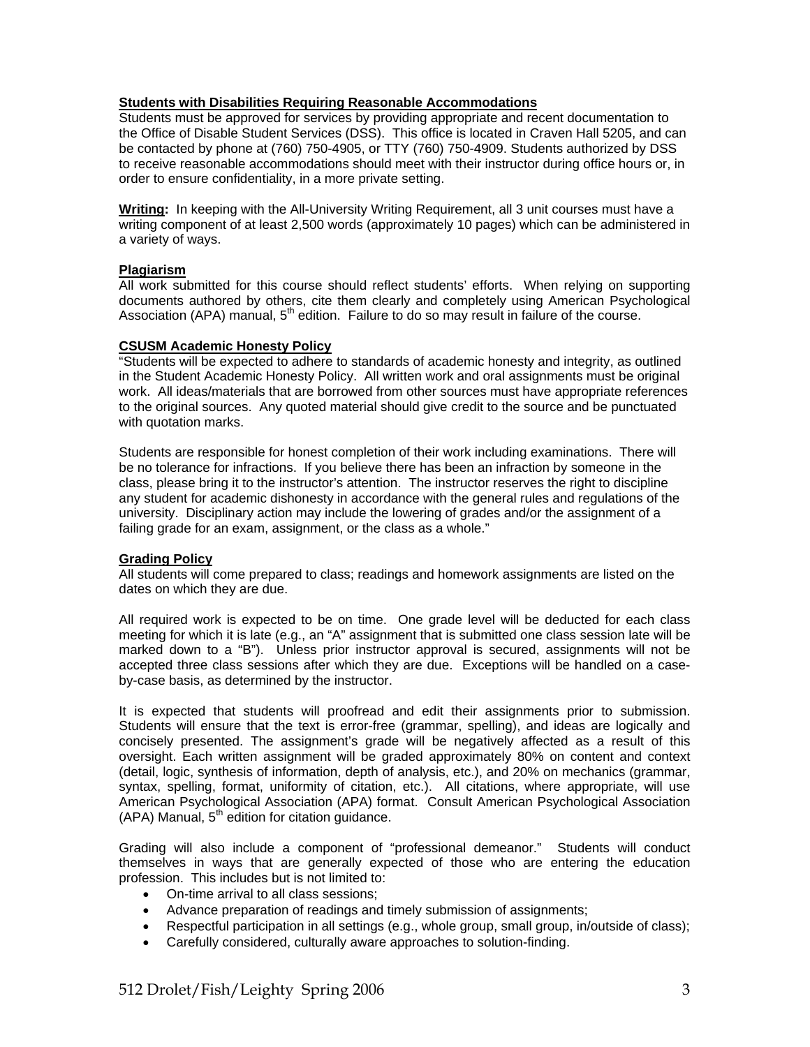**Students with Disabilities Requiring Reasonable Accommodations**

Students must be approved for services by providing appropriate and recent documentation to the Office of Disable Student Services (DSS). This office is located in Craven Hall 5205, and can be contacted by phone at (760) 750-4905, or TTY (760) 750-4909. Students authorized by DSS to receive reasonable accommodations should meet with their instructor during office hours or, in order to ensure confidentiality, in a more private setting.

**Writing:** In keeping with the All-University Writing Requirement, all 3 unit courses must have a writing component of at least 2,500 words (approximately 10 pages) which can be administered in a variety of ways.

**Plagiarism**

All work submitted for this course should reflect students' efforts. When relying on supporting documents authored by others, cite them clearly and completely using American Psychological Association (APA) manual, 5th edition. Failure to do so may result in failure of the course.

**CSUSM Academic Honesty Policy**

"Students will be expected to adhere to standards of academic honesty and integrity, as outlined in the Student Academic Honesty Policy. All written work and oral assignments must be original work. All ideas/materials that are borrowed from other sources must have appropriate references to the original sources. Any quoted material should give credit to the source and be punctuated with quotation marks.

Students are responsible for honest completion of their work including examinations. There will be no tolerance for infractions. If you believe there has been an infraction by someone in the class, please bring it to the instructor's attention. The instructor reserves the right to discipline any student for academic dishonesty in accordance with the general rules and regulations of the university. Disciplinary action may include the lowering of grades and/or the assignment of a failing grade for an exam, assignment, or the class as a whole."

**Grading Policy**

All students will come prepared to class; readings and homework assignments are listed on the dates on which they are due.

All required work is expected to be on time. One grade level will be deducted for each class meeting for which it is late (e.g., an "A" assignment that is submitted one class session late will be marked down to a "B"). Unless prior instructor approval is secured, assignments will not be accepted three class sessions after which they are due. Exceptions will be handled on a case-by-case basis, as determined by the instructor.

It is expected that students will proofread and edit their assignments prior to submission. Students will ensure that the text is error-free (grammar, spelling), and ideas are logically and concisely presented. The assignment's grade will be negatively affected as a result of this oversight. Each written assignment will be graded approximately 80% on content and context (detail, logic, synthesis of information, depth of analysis, etc.), and 20% on mechanics (grammar, syntax, spelling, format, uniformity of citation, etc.). All citations, where appropriate, will use American Psychological Association (APA) format. Consult American Psychological Association (APA) Manual, 5th edition for citation guidance.

Grading will also include a component of "professional demeanor." Students will conduct themselves in ways that are generally expected of those who are entering the education profession. This includes but is not limited to:

- On-time arrival to all class sessions;
- Advance preparation of readings and timely submission of assignments;
- Respectful participation in all settings (e.g., whole group, small group, in/outside of class);
- Carefully considered, culturally aware approaches to solution-finding.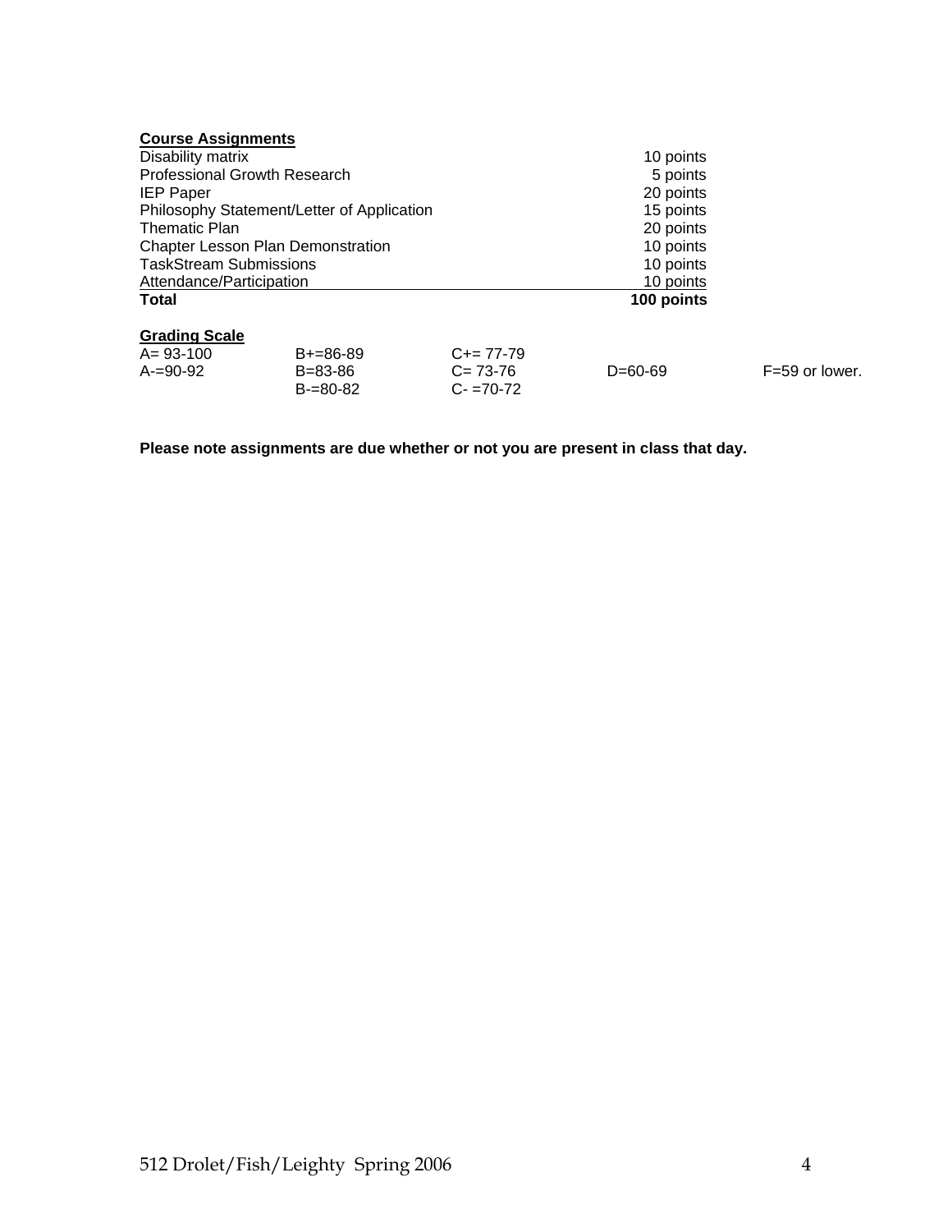**Course Assignments**

| | |
|---|---|
| Disability matrix | 10 points |
| Professional Growth Research | 5 points |
| IEP Paper | 20 points |
| Philosophy Statement/Letter of Application | 15 points |
| Thematic Plan | 20 points |
| Chapter Lesson Plan Demonstration | 10 points |
| TaskStream Submissions | 10 points |
| Attendance/Participation | 10 points |
| **Total** | **100 points** |

**Grading Scale**

| | | | | |
|---|---|---|---|---|
| A= 93-100 | B+=86-89 | C+= 77-79 | | |
| A-=90-92 | B=83-86 | C= 73-76 | D=60-69 | F=59 or lower. |
| | B-=80-82 | C- =70-72 | | |

**Please note assignments are due whether or not you are present in class that day.**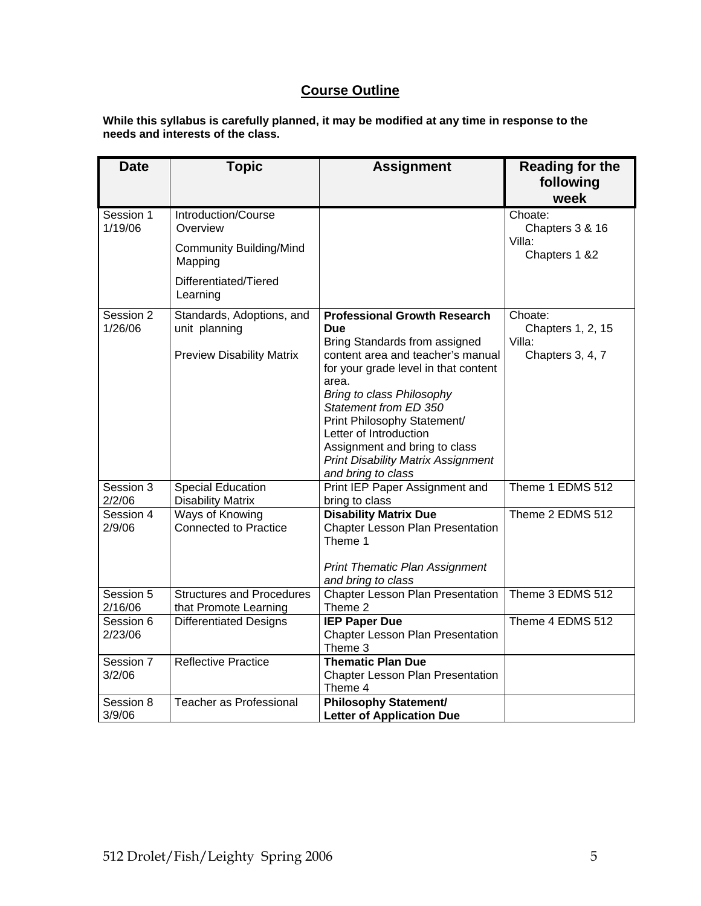## Course Outline

**While this syllabus is carefully planned, it may be modified at any time in response to the needs and interests of the class.**

| Date | Topic | Assignment | Reading for the following week |
|---|---|---|---|
| Session 1 1/19/06 | Introduction/Course Overview<br>Community Building/Mind Mapping<br>Differentiated/Tiered Learning | | Choate: Chapters 3 & 16<br>Villa: Chapters 1 &2 |
| Session 2 1/26/06 | Standards, Adoptions, and unit planning<br>Preview Disability Matrix | **Professional Growth Research Due**<br>Bring Standards from assigned content area and teacher's manual for your grade level in that content area.<br>*Bring to class Philosophy Statement from ED 350*<br>Print Philosophy Statement/ Letter of Introduction Assignment and bring to class<br>*Print Disability Matrix Assignment and bring to class* | Choate: Chapters 1, 2, 15<br>Villa: Chapters 3, 4, 7 |
| Session 3 2/2/06 | Special Education Disability Matrix | Print IEP Paper Assignment and bring to class | Theme 1 EDMS 512 |
| Session 4 2/9/06 | Ways of Knowing Connected to Practice | **Disability Matrix Due**<br>Chapter Lesson Plan Presentation Theme 1<br>*Print Thematic Plan Assignment and bring to class* | Theme 2 EDMS 512 |
| Session 5 2/16/06 | Structures and Procedures that Promote Learning | Chapter Lesson Plan Presentation Theme 2 | Theme 3 EDMS 512 |
| Session 6 2/23/06 | Differentiated Designs | **IEP Paper Due**<br>Chapter Lesson Plan Presentation Theme 3 | Theme 4 EDMS 512 |
| Session 7 3/2/06 | Reflective Practice | **Thematic Plan Due**<br>Chapter Lesson Plan Presentation Theme 4 | |
| Session 8 3/9/06 | Teacher as Professional | **Philosophy Statement/ Letter of Application Due** | |